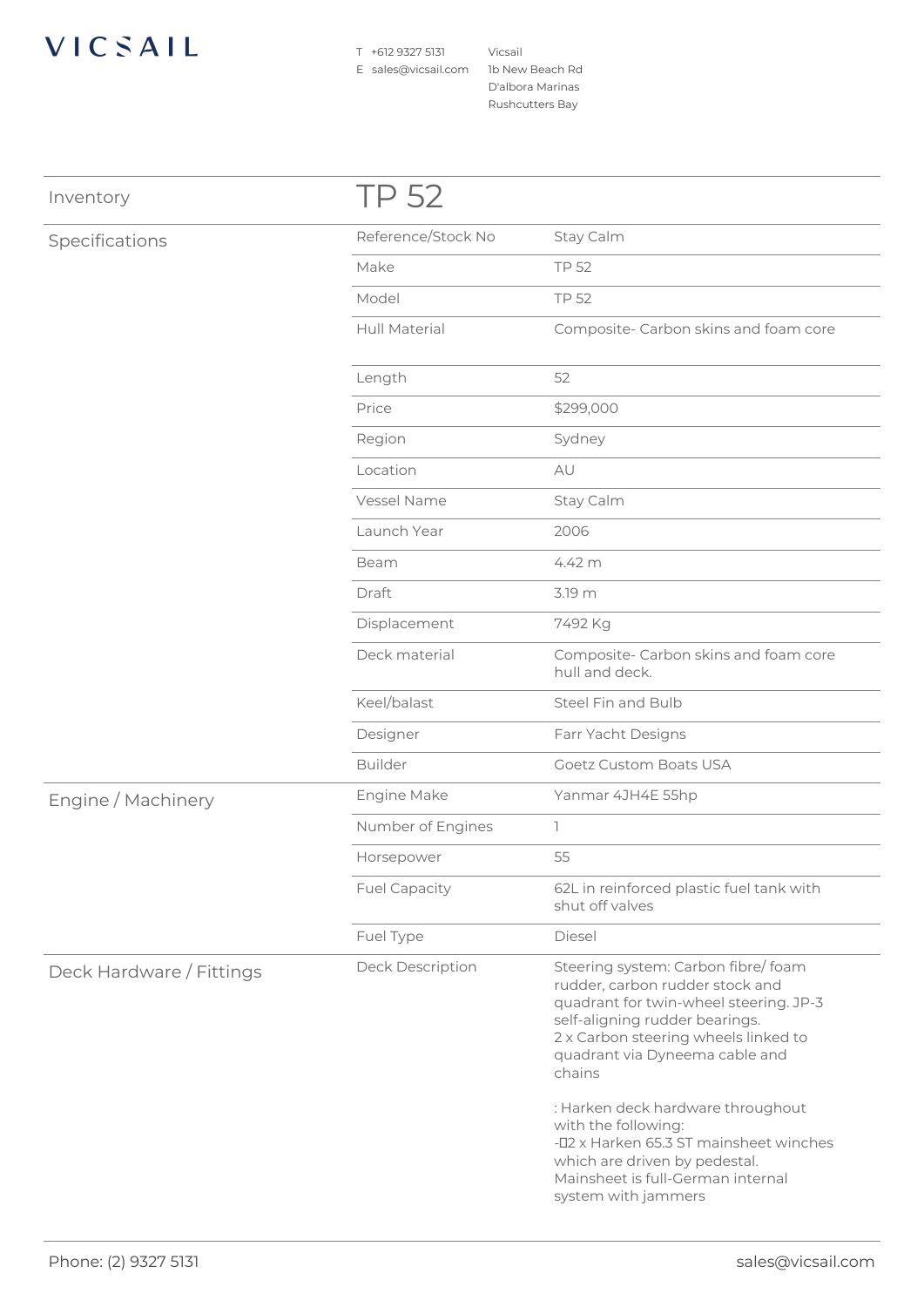VICSAIL

T +612 9327 5131
E sales@vicsail.com

Vicsail
1b New Beach Rd
D'albora Marinas
Rushcutters Bay

## Inventory

# TP 52

## Specifications

| | |
|---|---|
| Reference/Stock No | Stay Calm |
| Make | TP 52 |
| Model | TP 52 |
| Hull Material | Composite- Carbon skins and foam core |
| Length | 52 |
| Price | $299,000 |
| Region | Sydney |
| Location | AU |
| Vessel Name | Stay Calm |
| Launch Year | 2006 |
| Beam | 4.42 m |
| Draft | 3.19 m |
| Displacement | 7492 Kg |
| Deck material | Composite- Carbon skins and foam core hull and deck. |
| Keel/balast | Steel Fin and Bulb |
| Designer | Farr Yacht Designs |
| Builder | Goetz Custom Boats USA |

## Engine / Machinery

| | |
|---|---|
| Engine Make | Yanmar 4JH4E 55hp |
| Number of Engines | 1 |
| Horsepower | 55 |
| Fuel Capacity | 62L in reinforced plastic fuel tank with shut off valves |
| Fuel Type | Diesel |

## Deck Hardware / Fittings

**Deck Description**

Steering system: Carbon fibre/ foam rudder, carbon rudder stock and quadrant for twin-wheel steering. JP-3 self-aligning rudder bearings.
2 x Carbon steering wheels linked to quadrant via Dyneema cable and chains

: Harken deck hardware throughout with the following:
- 2 x Harken 65.3 ST mainsheet winches which are driven by pedestal. Mainsheet is full-German internal system with jammers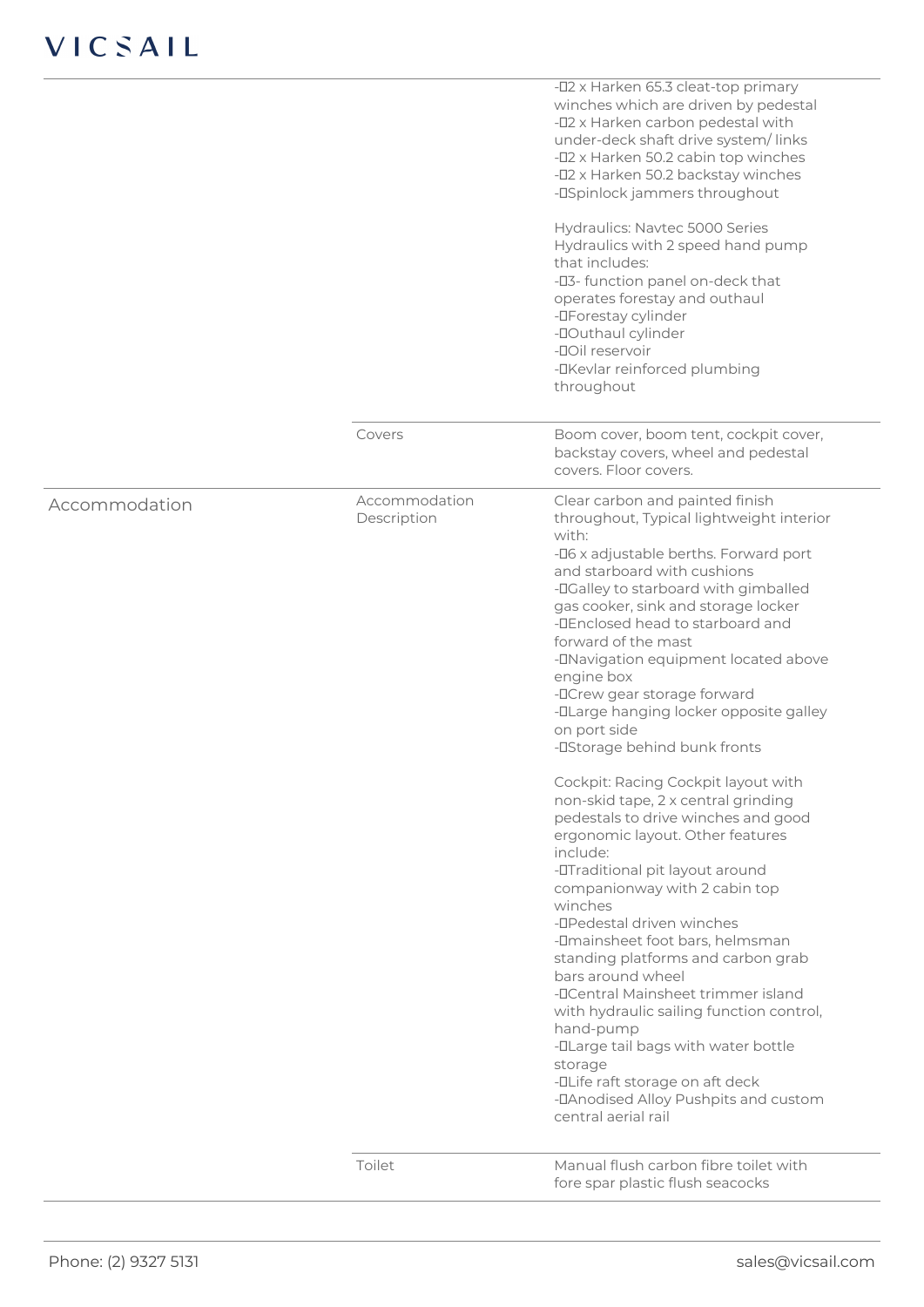| | | |
|---|---|---|
| | | -2 x Harken 65.3 cleat-top primary winches which are driven by pedestal<br>-2 x Harken carbon pedestal with under-deck shaft drive system/ links<br>-2 x Harken 50.2 cabin top winches<br>-2 x Harken 50.2 backstay winches<br>-Spinlock jammers throughout<br><br>Hydraulics: Navtec 5000 Series Hydraulics with 2 speed hand pump that includes:<br>-3- function panel on-deck that operates forestay and outhaul<br>-Forestay cylinder<br>-Outhaul cylinder<br>-Oil reservoir<br>-Kevlar reinforced plumbing throughout |
| | Covers | Boom cover, boom tent, cockpit cover, backstay covers, wheel and pedestal covers. Floor covers. |
| Accommodation | Accommodation Description | Clear carbon and painted finish throughout, Typical lightweight interior with:<br>-6 x adjustable berths. Forward port and starboard with cushions<br>-Galley to starboard with gimballed gas cooker, sink and storage locker<br>-Enclosed head to starboard and forward of the mast<br>-Navigation equipment located above engine box<br>-Crew gear storage forward<br>-Large hanging locker opposite galley on port side<br>-Storage behind bunk fronts<br><br>Cockpit: Racing Cockpit layout with non-skid tape, 2 x central grinding pedestals to drive winches and good ergonomic layout. Other features include:<br>-Traditional pit layout around companionway with 2 cabin top winches<br>-Pedestal driven winches<br>-mainsheet foot bars, helmsman standing platforms and carbon grab bars around wheel<br>-Central Mainsheet trimmer island with hydraulic sailing function control, hand-pump<br>-Large tail bags with water bottle storage<br>-Life raft storage on aft deck<br>-Anodised Alloy Pushpits and custom central aerial rail |
| | Toilet | Manual flush carbon fibre toilet with fore spar plastic flush seacocks |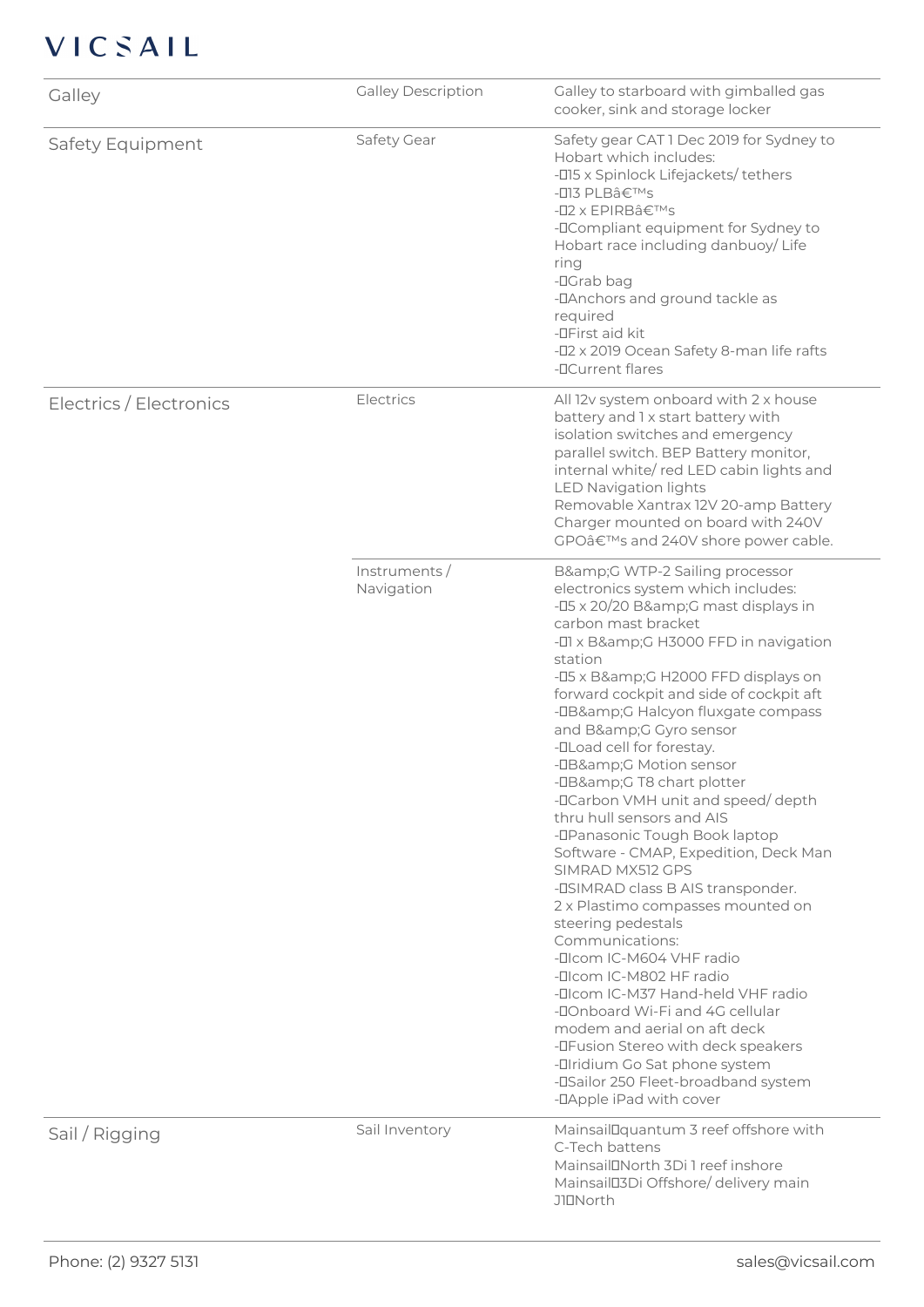| | | |
|---|---|---|
| Galley | Galley Description | Galley to starboard with gimballed gas cooker, sink and storage locker |
| Safety Equipment | Safety Gear | Safety gear CAT 1 Dec 2019 for Sydney to Hobart which includes:<br>-15 x Spinlock Lifejackets/ tethers<br>-13 PLBâ€™s<br>-2 x EPIRBâ€™s<br>-Compliant equipment for Sydney to Hobart race including danbuoy/ Life ring<br>-Grab bag<br>-Anchors and ground tackle as required<br>-First aid kit<br>-2 x 2019 Ocean Safety 8-man life rafts<br>-Current flares |
| Electrics / Electronics | Electrics | All 12v system onboard with 2 x house battery and 1 x start battery with isolation switches and emergency parallel switch. BEP Battery monitor, internal white/ red LED cabin lights and LED Navigation lights<br>Removable Xantrax 12V 20-amp Battery Charger mounted on board with 240V GPOâ€™s and 240V shore power cable. |
| | Instruments / Navigation | B&amp;G WTP-2 Sailing processor electronics system which includes:<br>-5 x 20/20 B&amp;G mast displays in carbon mast bracket<br>-1 x B&amp;G H3000 FFD in navigation station<br>-5 x B&amp;G H2000 FFD displays on forward cockpit and side of cockpit aft<br>-B&amp;G Halcyon fluxgate compass and B&amp;G Gyro sensor<br>-Load cell for forestay.<br>-B&amp;G Motion sensor<br>-B&amp;G T8 chart plotter<br>-Carbon VMH unit and speed/ depth thru hull sensors and AIS<br>-Panasonic Tough Book laptop Software - CMAP, Expedition, Deck Man SIMRAD MX512 GPS<br>-SIMRAD class B AIS transponder.<br>2 x Plastimo compasses mounted on steering pedestals<br>Communications:<br>-Icom IC-M604 VHF radio<br>-Icom IC-M802 HF radio<br>-Icom IC-M37 Hand-held VHF radio<br>-Onboard Wi-Fi and 4G cellular modem and aerial on aft deck<br>-Fusion Stereo with deck speakers<br>-Iridium Go Sat phone system<br>-Sailor 250 Fleet-broadband system<br>-Apple iPad with cover |
| Sail / Rigging | Sail Inventory | Mainsail quantum 3 reef offshore with C-Tech battens<br>Mainsail North 3Di 1 reef inshore<br>Mainsail 3Di Offshore/ delivery main<br>J1 North |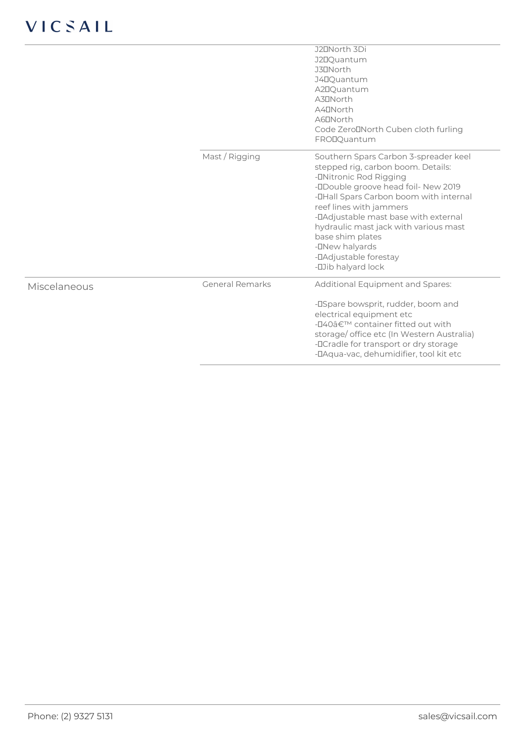| | | |
|---|---|---|
| | | J2North 3Di<br>J2Quantum<br>J3North<br>J4Quantum<br>A2Quantum<br>A3North<br>A4North<br>A6North<br>Code ZeroNorth Cuben cloth furling<br>FROQuantum |
| | Mast / Rigging | Southern Spars Carbon 3-spreader keel stepped rig, carbon boom. Details:<br>-Nitronic Rod Rigging<br>-Double groove head foil- New 2019<br>-Hall Spars Carbon boom with internal reef lines with jammers<br>-Adjustable mast base with external hydraulic mast jack with various mast base shim plates<br>-New halyards<br>-Adjustable forestay<br>-Jib halyard lock |
| Miscelaneous | General Remarks | Additional Equipment and Spares:<br><br>-Spare bowsprit, rudder, boom and electrical equipment etc<br>-40â€™ container fitted out with storage/ office etc (In Western Australia)<br>-Cradle for transport or dry storage<br>-Aqua-vac, dehumidifier, tool kit etc |